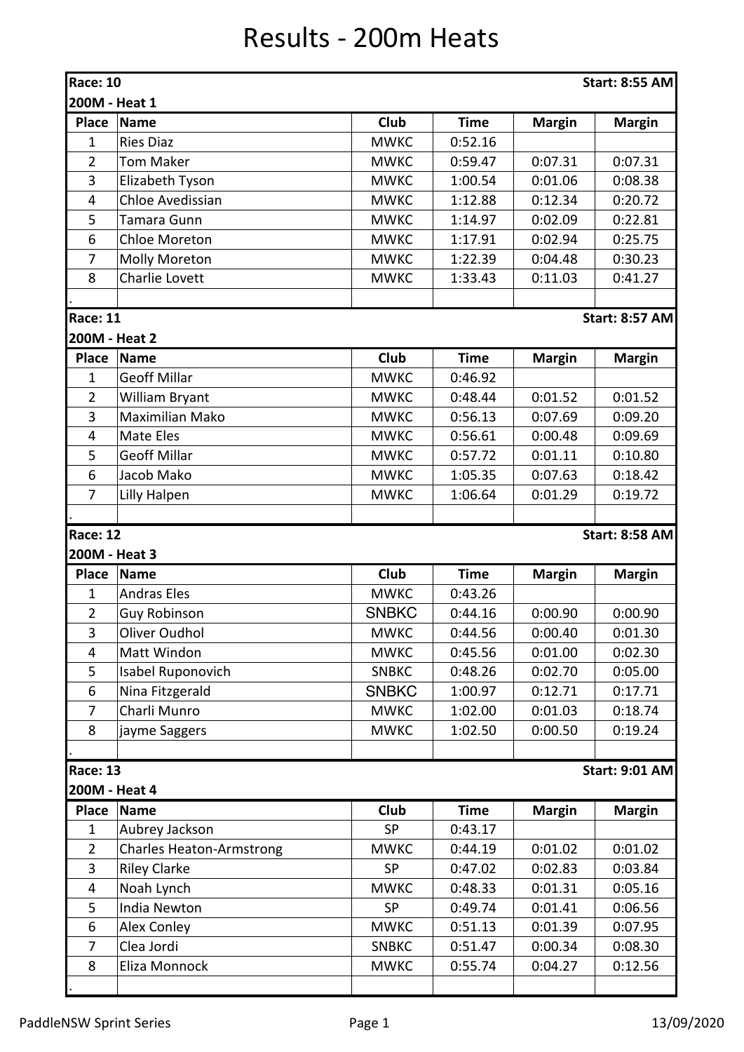# Results - 200m Heats

**Race: 10** — **Start: 8:55 AM**

**200M - Heat 1**

| Place | Name | Club | Time | Margin | Margin |
|---|---|---|---|---|---|
| 1 | Ries Diaz | MWKC | 0:52.16 | | |
| 2 | Tom Maker | MWKC | 0:59.47 | 0:07.31 | 0:07.31 |
| 3 | Elizabeth Tyson | MWKC | 1:00.54 | 0:01.06 | 0:08.38 |
| 4 | Chloe Avedissian | MWKC | 1:12.88 | 0:12.34 | 0:20.72 |
| 5 | Tamara Gunn | MWKC | 1:14.97 | 0:02.09 | 0:22.81 |
| 6 | Chloe Moreton | MWKC | 1:17.91 | 0:02.94 | 0:25.75 |
| 7 | Molly Moreton | MWKC | 1:22.39 | 0:04.48 | 0:30.23 |
| 8 | Charlie Lovett | MWKC | 1:33.43 | 0:11.03 | 0:41.27 |
| . | | | | | |

**Race: 11** — **Start: 8:57 AM**

**200M - Heat 2**

| Place | Name | Club | Time | Margin | Margin |
|---|---|---|---|---|---|
| 1 | Geoff Millar | MWKC | 0:46.92 | | |
| 2 | William Bryant | MWKC | 0:48.44 | 0:01.52 | 0:01.52 |
| 3 | Maximilian Mako | MWKC | 0:56.13 | 0:07.69 | 0:09.20 |
| 4 | Mate Eles | MWKC | 0:56.61 | 0:00.48 | 0:09.69 |
| 5 | Geoff Millar | MWKC | 0:57.72 | 0:01.11 | 0:10.80 |
| 6 | Jacob Mako | MWKC | 1:05.35 | 0:07.63 | 0:18.42 |
| 7 | Lilly Halpen | MWKC | 1:06.64 | 0:01.29 | 0:19.72 |
| . | | | | | |

**Race: 12** — **Start: 8:58 AM**

**200M - Heat 3**

| Place | Name | Club | Time | Margin | Margin |
|---|---|---|---|---|---|
| 1 | Andras Eles | MWKC | 0:43.26 | | |
| 2 | Guy Robinson | SNBKC | 0:44.16 | 0:00.90 | 0:00.90 |
| 3 | Oliver Oudhol | MWKC | 0:44.56 | 0:00.40 | 0:01.30 |
| 4 | Matt Windon | MWKC | 0:45.56 | 0:01.00 | 0:02.30 |
| 5 | Isabel Ruponovich | SNBKC | 0:48.26 | 0:02.70 | 0:05.00 |
| 6 | Nina Fitzgerald | SNBKC | 1:00.97 | 0:12.71 | 0:17.71 |
| 7 | Charli Munro | MWKC | 1:02.00 | 0:01.03 | 0:18.74 |
| 8 | jayme Saggers | MWKC | 1:02.50 | 0:00.50 | 0:19.24 |
| . | | | | | |

**Race: 13** — **Start: 9:01 AM**

**200M - Heat 4**

| Place | Name | Club | Time | Margin | Margin |
|---|---|---|---|---|---|
| 1 | Aubrey Jackson | SP | 0:43.17 | | |
| 2 | Charles Heaton-Armstrong | MWKC | 0:44.19 | 0:01.02 | 0:01.02 |
| 3 | Riley Clarke | SP | 0:47.02 | 0:02.83 | 0:03.84 |
| 4 | Noah Lynch | MWKC | 0:48.33 | 0:01.31 | 0:05.16 |
| 5 | India Newton | SP | 0:49.74 | 0:01.41 | 0:06.56 |
| 6 | Alex Conley | MWKC | 0:51.13 | 0:01.39 | 0:07.95 |
| 7 | Clea Jordi | SNBKC | 0:51.47 | 0:00.34 | 0:08.30 |
| 8 | Eliza Monnock | MWKC | 0:55.74 | 0:04.27 | 0:12.56 |
| . | | | | | |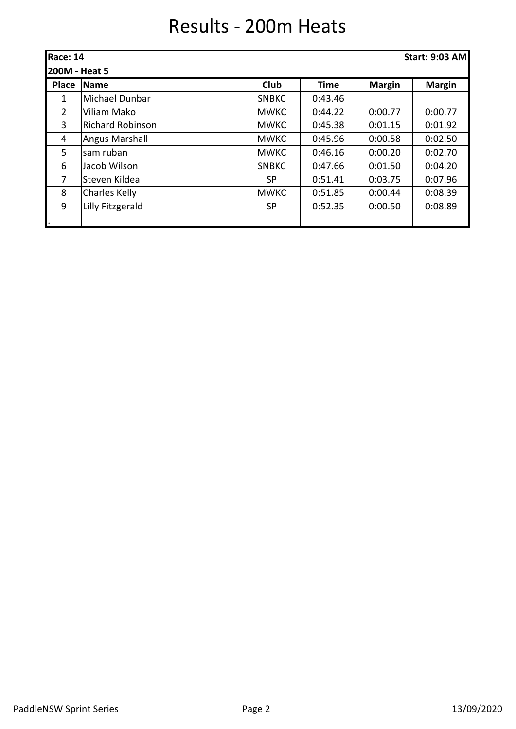# Results - 200m Heats

| Race: 14 | | | | | Start: 9:03 AM |
|---|---|---|---|---|---|
| **200M - Heat 5** | | | | | |
| **Place** | **Name** | **Club** | **Time** | **Margin** | **Margin** |
| 1 | Michael Dunbar | SNBKC | 0:43.46 | | |
| 2 | Viliam Mako | MWKC | 0:44.22 | 0:00.77 | 0:00.77 |
| 3 | Richard Robinson | MWKC | 0:45.38 | 0:01.15 | 0:01.92 |
| 4 | Angus Marshall | MWKC | 0:45.96 | 0:00.58 | 0:02.50 |
| 5 | sam ruban | MWKC | 0:46.16 | 0:00.20 | 0:02.70 |
| 6 | Jacob Wilson | SNBKC | 0:47.66 | 0:01.50 | 0:04.20 |
| 7 | Steven Kildea | SP | 0:51.41 | 0:03.75 | 0:07.96 |
| 8 | Charles Kelly | MWKC | 0:51.85 | 0:00.44 | 0:08.39 |
| 9 | Lilly Fitzgerald | SP | 0:52.35 | 0:00.50 | 0:08.89 |
| . | | | | | |

PaddleNSW Sprint Series

13/09/2020